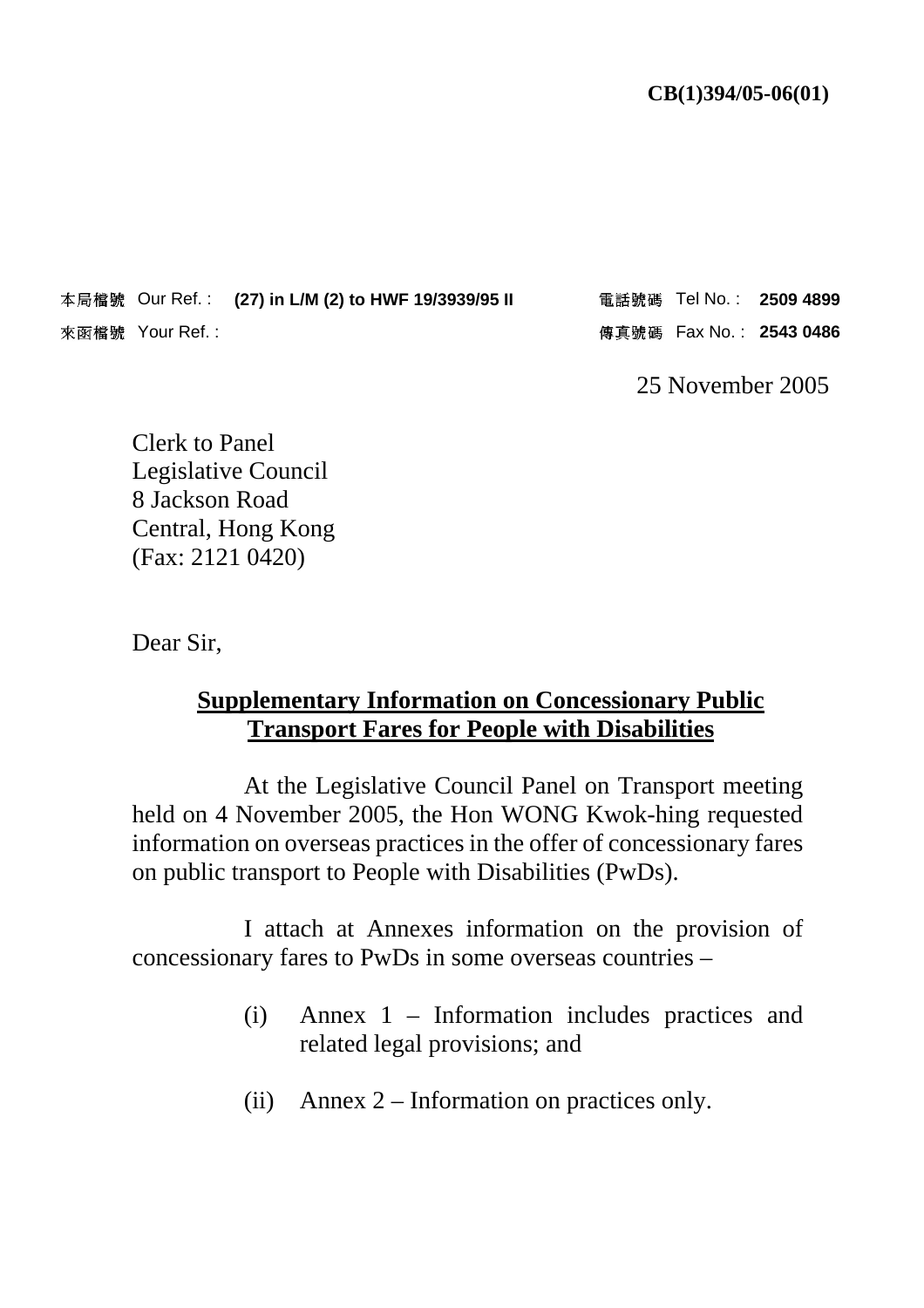CB(1)394/05-06(01)

本局檔號 Our Ref. : **(27) in L/M (2) to HWF 19/3939/95 II**

來函檔號 Your Ref. :

電話號碼 Tel No. : **2509 4899**

傳真號碼 Fax No. : **2543 0486**

25 November 2005

Clerk to Panel
Legislative Council
8 Jackson Road
Central, Hong Kong
(Fax: 2121 0420)

Dear Sir,

**<u>Supplementary Information on Concessionary Public Transport Fares for People with Disabilities</u>**

At the Legislative Council Panel on Transport meeting held on 4 November 2005, the Hon WONG Kwok-hing requested information on overseas practices in the offer of concessionary fares on public transport to People with Disabilities (PwDs).

I attach at Annexes information on the provision of concessionary fares to PwDs in some overseas countries –

(i) Annex 1 – Information includes practices and related legal provisions; and

(ii) Annex 2 – Information on practices only.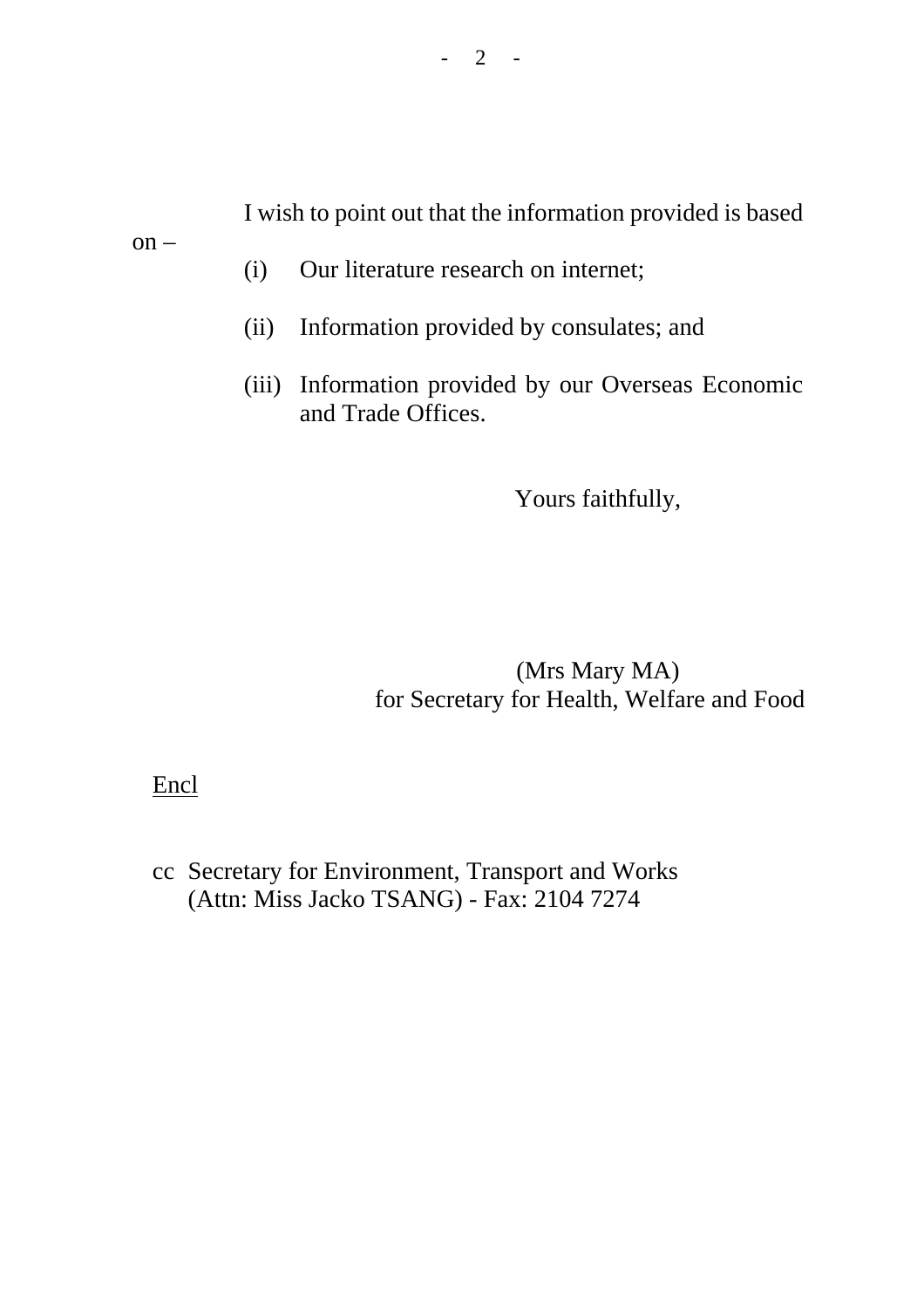I wish to point out that the information provided is based on –

(i) Our literature research on internet;

(ii) Information provided by consulates; and

(iii) Information provided by our Overseas Economic and Trade Offices.

Yours faithfully,

(Mrs Mary MA)
for Secretary for Health, Welfare and Food

Encl

cc Secretary for Environment, Transport and Works
(Attn: Miss Jacko TSANG) - Fax: 2104 7274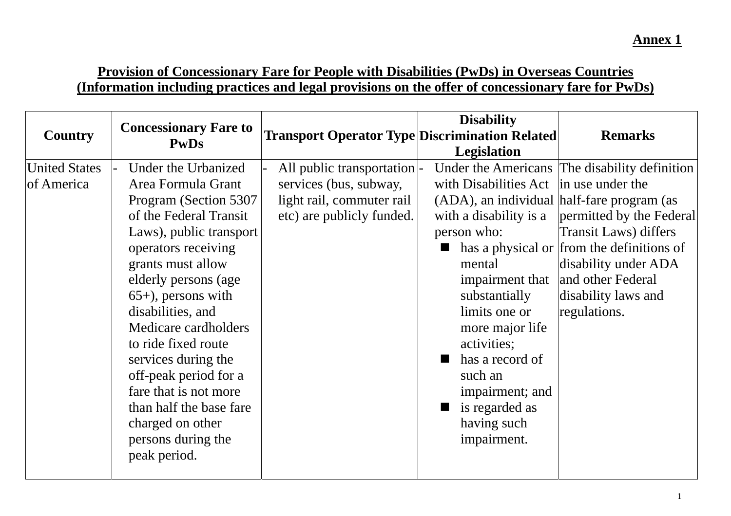**Annex 1**

**Provision of Concessionary Fare for People with Disabilities (PwDs) in Overseas Countries**
**(Information including practices and legal provisions on the offer of concessionary fare for PwDs)**

| Country | Concessionary Fare to PwDs | Transport Operator Type | Disability Discrimination Related Legislation | Remarks |
|---|---|---|---|---|
| United States of America | - Under the Urbanized Area Formula Grant Program (Section 5307 of the Federal Transit Laws), public transport operators receiving grants must allow elderly persons (age 65+), persons with disabilities, and Medicare cardholders to ride fixed route services during the off-peak period for a fare that is not more than half the base fare charged on other persons during the peak period. | - All public transportation services (bus, subway, light rail, commuter rail etc) are publicly funded. | - Under the Americans with Disabilities Act (ADA), an individual with a disability is a person who: ■ has a physical or mental impairment that substantially limits one or more major life activities; ■ has a record of such an impairment; and ■ is regarded as having such impairment. | The disability definition in use under the half-fare program (as permitted by the Federal Transit Laws) differs from the definitions of disability under ADA and other Federal disability laws and regulations. |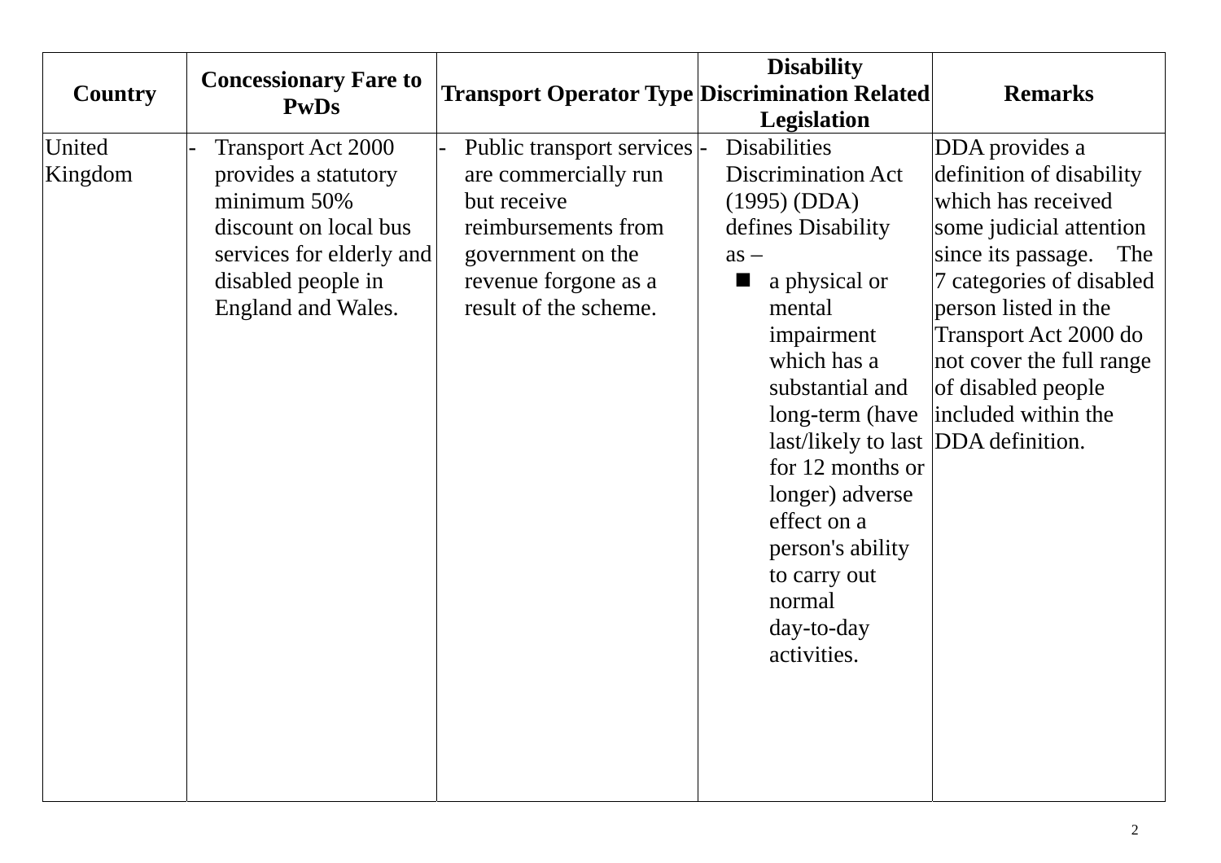| Country | Concessionary Fare to PwDs | Transport Operator Type | Disability Discrimination Related Legislation | Remarks |
|---|---|---|---|---|
| United Kingdom | - Transport Act 2000 provides a statutory minimum 50% discount on local bus services for elderly and disabled people in England and Wales. | - Public transport services are commercially run but receive reimbursements from government on the revenue forgone as a result of the scheme. | - Disabilities Discrimination Act (1995) (DDA) defines Disability as – ■ a physical or mental impairment which has a substantial and long-term (have last/likely to last for 12 months or longer) adverse effect on a person's ability to carry out normal day-to-day activities. | DDA provides a definition of disability which has received some judicial attention since its passage. The 7 categories of disabled person listed in the Transport Act 2000 do not cover the full range of disabled people included within the DDA definition. |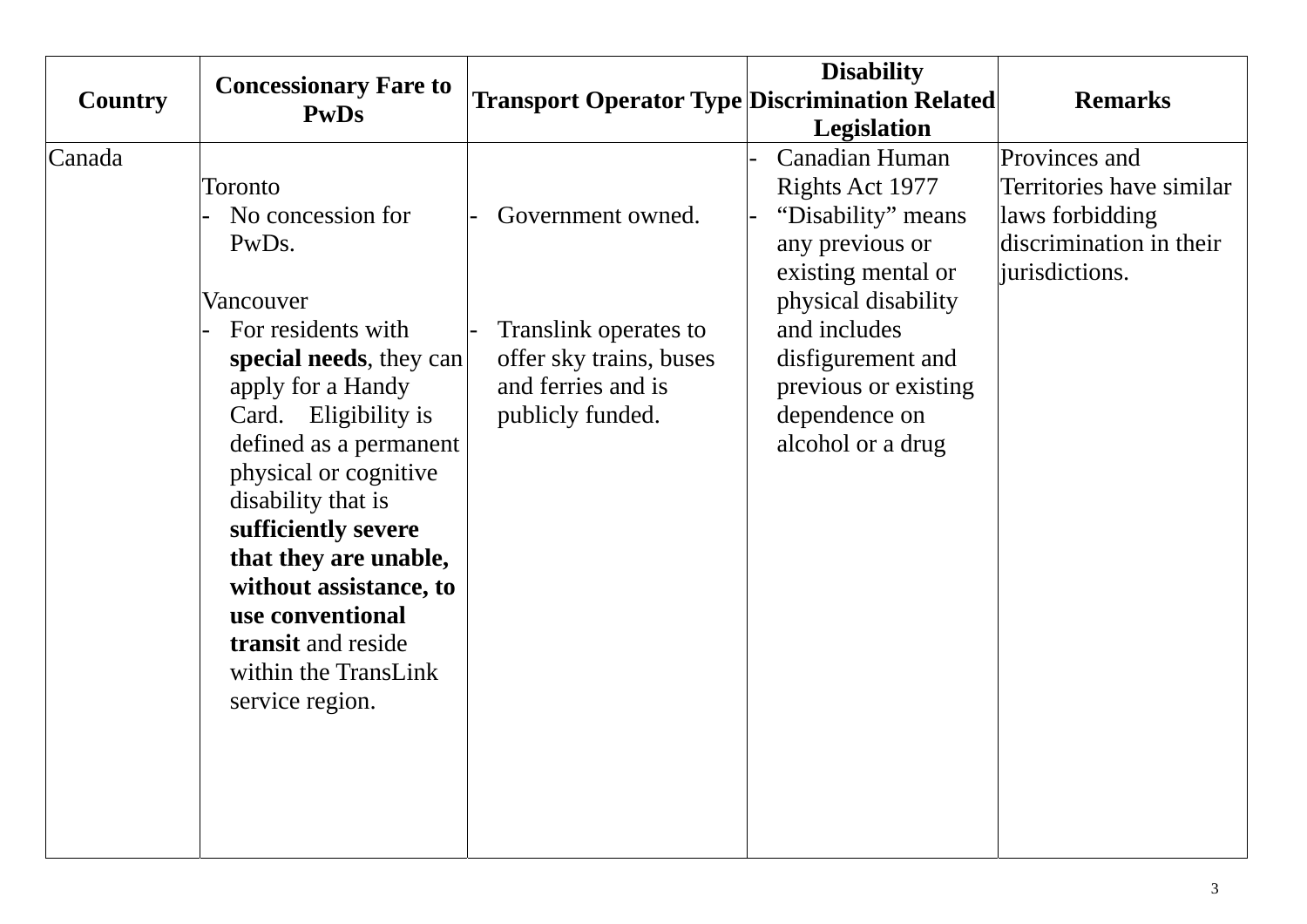| Country | Concessionary Fare to PwDs | Transport Operator Type | Disability Discrimination Related Legislation | Remarks |
|---|---|---|---|---|
| Canada | Toronto<br>- No concession for PwDs.<br><br>Vancouver<br>- For residents with **special needs**, they can apply for a Handy Card. Eligibility is defined as a permanent physical or cognitive disability that is **sufficiently severe that they are unable, without assistance, to use conventional transit** and reside within the TransLink service region. | - Government owned.<br><br><br>- Translink operates to offer sky trains, buses and ferries and is publicly funded. | - Canadian Human Rights Act 1977<br>- "Disability" means any previous or existing mental or physical disability and includes disfigurement and previous or existing dependence on alcohol or a drug | Provinces and Territories have similar laws forbidding discrimination in their jurisdictions. |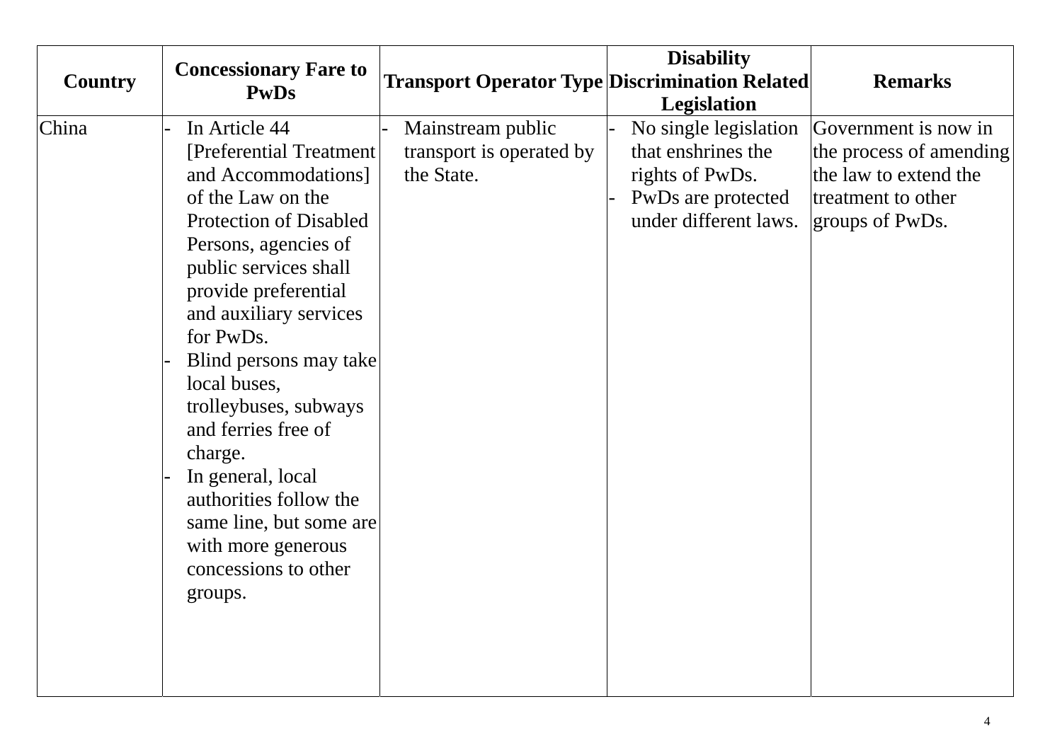| Country | Concessionary Fare to PwDs | Transport Operator Type | Disability Discrimination Related Legislation | Remarks |
|---|---|---|---|---|
| China | - In Article 44 [Preferential Treatment and Accommodations] of the Law on the Protection of Disabled Persons, agencies of public services shall provide preferential and auxiliary services for PwDs.<br>- Blind persons may take local buses, trolleybuses, subways and ferries free of charge.<br>- In general, local authorities follow the same line, but some are with more generous concessions to other groups. | - Mainstream public transport is operated by the State. | - No single legislation that enshrines the rights of PwDs.<br>- PwDs are protected under different laws. | Government is now in the process of amending the law to extend the treatment to other groups of PwDs. |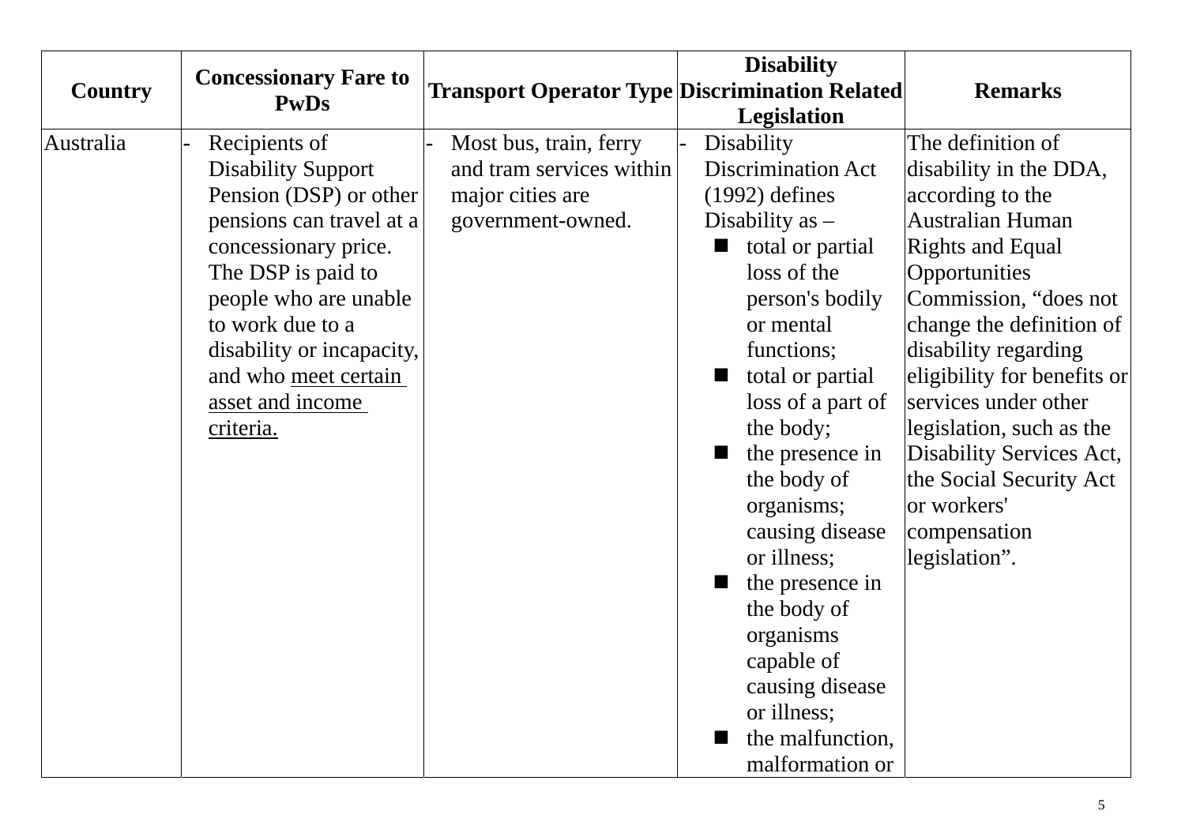| Country | Concessionary Fare to PwDs | Transport Operator Type | Disability Discrimination Related Legislation | Remarks |
|---|---|---|---|---|
| Australia | - Recipients of Disability Support Pension (DSP) or other pensions can travel at a concessionary price. The DSP is paid to people who are unable to work due to a disability or incapacity, and who <u>meet certain asset and income criteria.</u> | - Most bus, train, ferry and tram services within major cities are government-owned. | - Disability Discrimination Act (1992) defines Disability as – <br>■ total or partial loss of the person's bodily or mental functions; <br>■ total or partial loss of a part of the body; <br>■ the presence in the body of organisms; causing disease or illness; <br>■ the presence in the body of organisms capable of causing disease or illness; <br>■ the malfunction, malformation or | The definition of disability in the DDA, according to the Australian Human Rights and Equal Opportunities Commission, "does not change the definition of disability regarding eligibility for benefits or services under other legislation, such as the Disability Services Act, the Social Security Act or workers' compensation legislation". |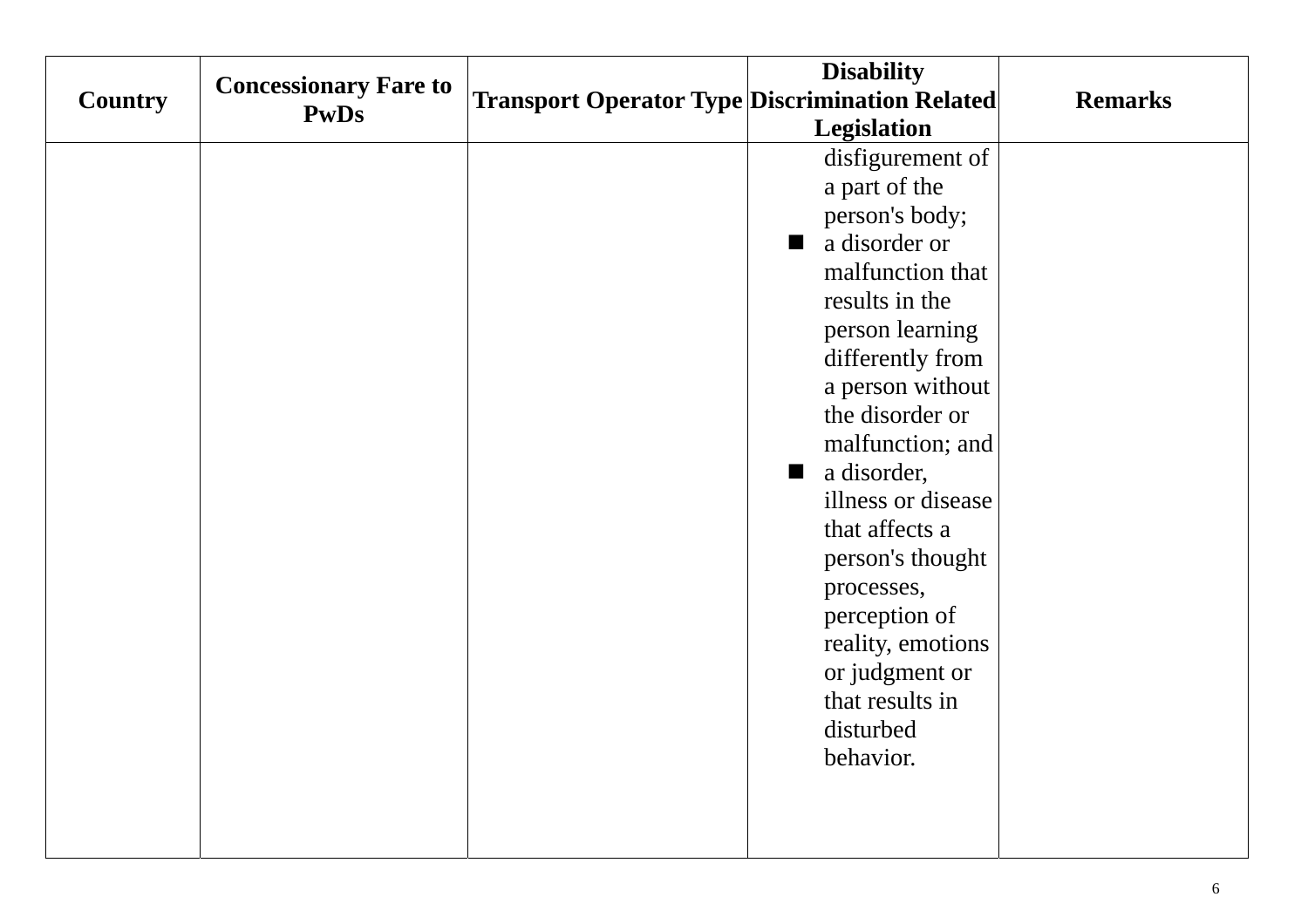| Country | Concessionary Fare to PwDs | Transport Operator Type | Disability Discrimination Related Legislation | Remarks |
|---|---|---|---|---|
| | | | disfigurement of a part of the person's body;<br>■ a disorder or malfunction that results in the person learning differently from a person without the disorder or malfunction; and<br>■ a disorder, illness or disease that affects a person's thought processes, perception of reality, emotions or judgment or that results in disturbed behavior. | |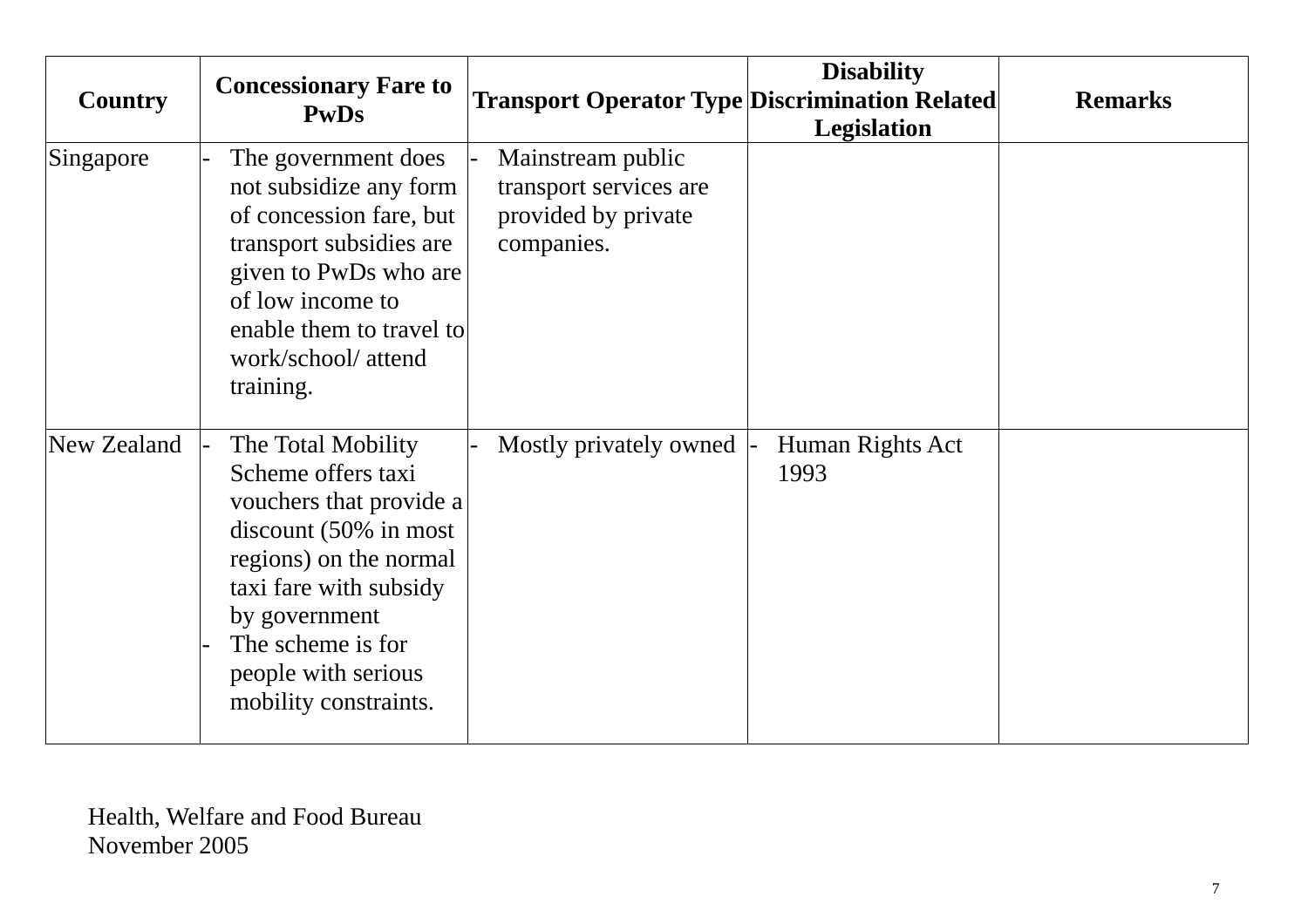| Country | Concessionary Fare to PwDs | Transport Operator Type | Disability Discrimination Related Legislation | Remarks |
|---|---|---|---|---|
| Singapore | - The government does not subsidize any form of concession fare, but transport subsidies are given to PwDs who are of low income to enable them to travel to work/school/ attend training. | - Mainstream public transport services are provided by private companies. | | |
| New Zealand | - The Total Mobility Scheme offers taxi vouchers that provide a discount (50% in most regions) on the normal taxi fare with subsidy by government<br>- The scheme is for people with serious mobility constraints. | - Mostly privately owned | - Human Rights Act 1993 | |

Health, Welfare and Food Bureau
November 2005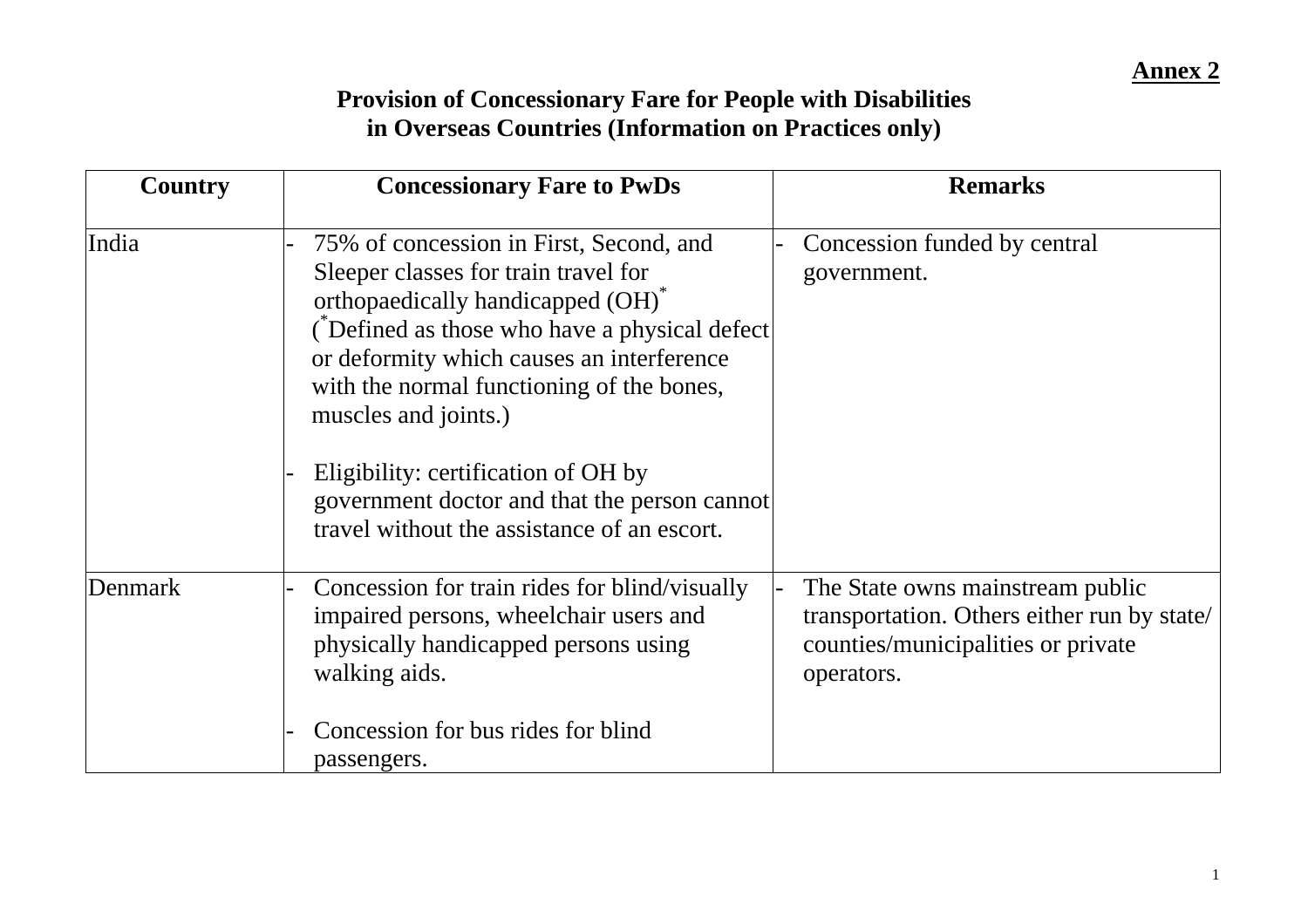**Annex 2**

# Provision of Concessionary Fare for People with Disabilities in Overseas Countries (Information on Practices only)

| Country | Concessionary Fare to PwDs | Remarks |
|---|---|---|
| India | - 75% of concession in First, Second, and Sleeper classes for train travel for orthopaedically handicapped (OH)* (*Defined as those who have a physical defect or deformity which causes an interference with the normal functioning of the bones, muscles and joints.)<br><br>- Eligibility: certification of OH by government doctor and that the person cannot travel without the assistance of an escort. | - Concession funded by central government. |
| Denmark | - Concession for train rides for blind/visually impaired persons, wheelchair users and physically handicapped persons using walking aids.<br><br>- Concession for bus rides for blind passengers. | - The State owns mainstream public transportation. Others either run by state/ counties/municipalities or private operators. |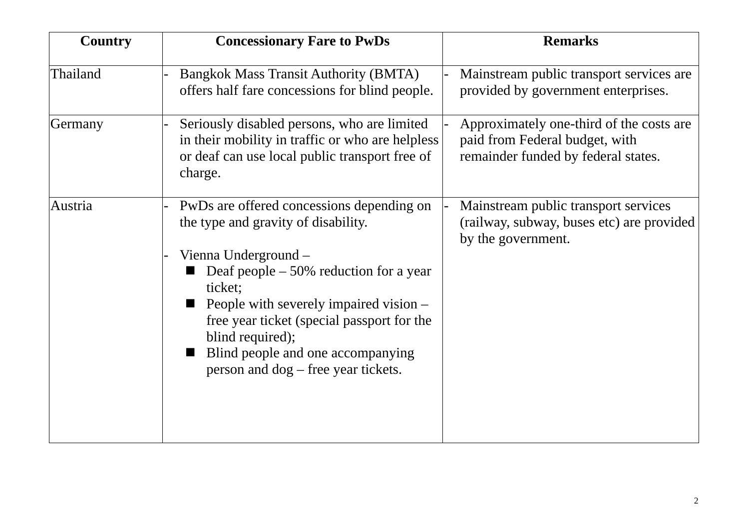| Country | Concessionary Fare to PwDs | Remarks |
|---|---|---|
| Thailand | - Bangkok Mass Transit Authority (BMTA) offers half fare concessions for blind people. | - Mainstream public transport services are provided by government enterprises. |
| Germany | - Seriously disabled persons, who are limited in their mobility in traffic or who are helpless or deaf can use local public transport free of charge. | - Approximately one-third of the costs are paid from Federal budget, with remainder funded by federal states. |
| Austria | - PwDs are offered concessions depending on the type and gravity of disability.<br><br>- Vienna Underground –<br>■ Deaf people – 50% reduction for a year ticket;<br>■ People with severely impaired vision – free year ticket (special passport for the blind required);<br>■ Blind people and one accompanying person and dog – free year tickets. | - Mainstream public transport services (railway, subway, buses etc) are provided by the government. |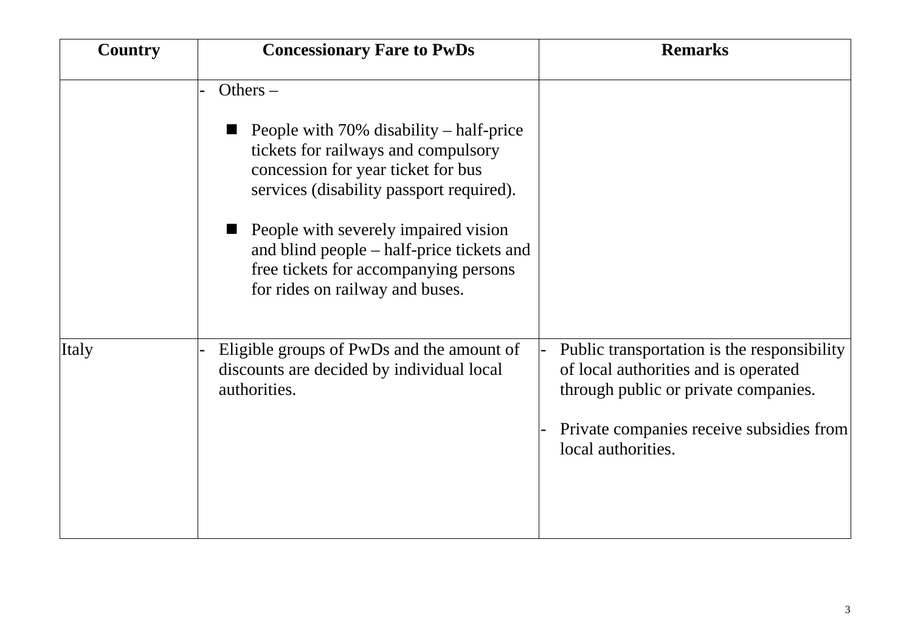| Country | Concessionary Fare to PwDs | Remarks |
|---|---|---|
| | - Others – <br><br> ■ People with 70% disability – half-price tickets for railways and compulsory concession for year ticket for bus services (disability passport required). <br><br> ■ People with severely impaired vision and blind people – half-price tickets and free tickets for accompanying persons for rides on railway and buses. | |
| Italy | - Eligible groups of PwDs and the amount of discounts are decided by individual local authorities. | - Public transportation is the responsibility of local authorities and is operated through public or private companies. <br><br> - Private companies receive subsidies from local authorities. |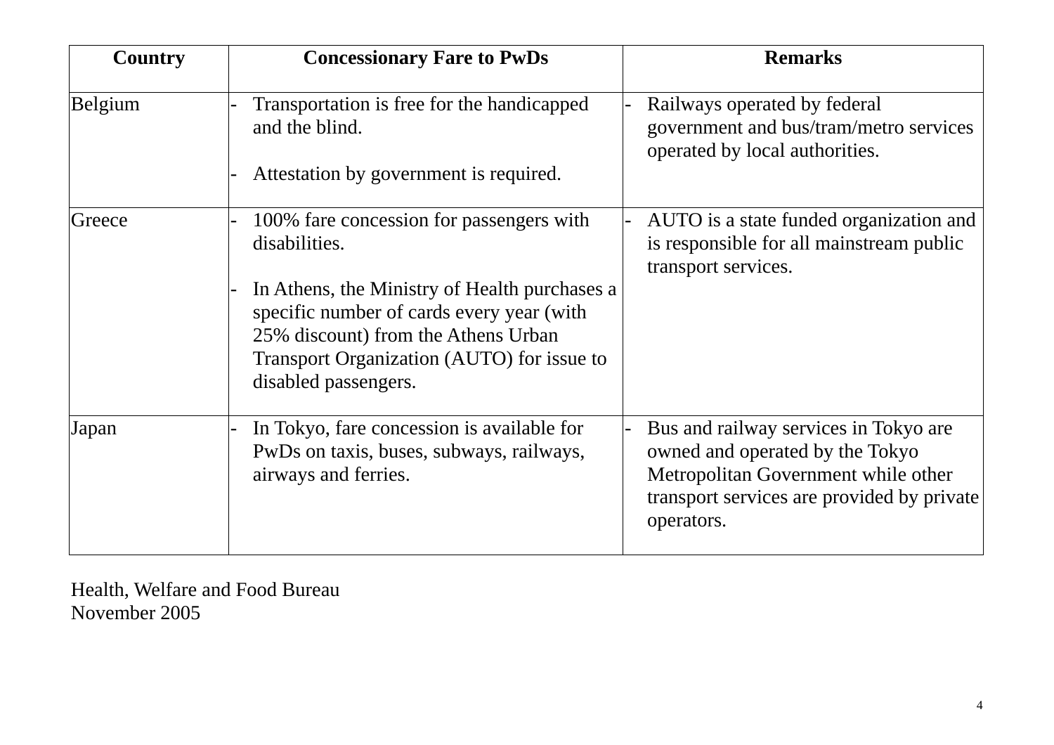| Country | Concessionary Fare to PwDs | Remarks |
| --- | --- | --- |
| Belgium | - Transportation is free for the handicapped and the blind.<br><br>- Attestation by government is required. | - Railways operated by federal government and bus/tram/metro services operated by local authorities. |
| Greece | - 100% fare concession for passengers with disabilities.<br><br>- In Athens, the Ministry of Health purchases a specific number of cards every year (with 25% discount) from the Athens Urban Transport Organization (AUTO) for issue to disabled passengers. | - AUTO is a state funded organization and is responsible for all mainstream public transport services. |
| Japan | - In Tokyo, fare concession is available for PwDs on taxis, buses, subways, railways, airways and ferries. | - Bus and railway services in Tokyo are owned and operated by the Tokyo Metropolitan Government while other transport services are provided by private operators. |

Health, Welfare and Food Bureau
November 2005